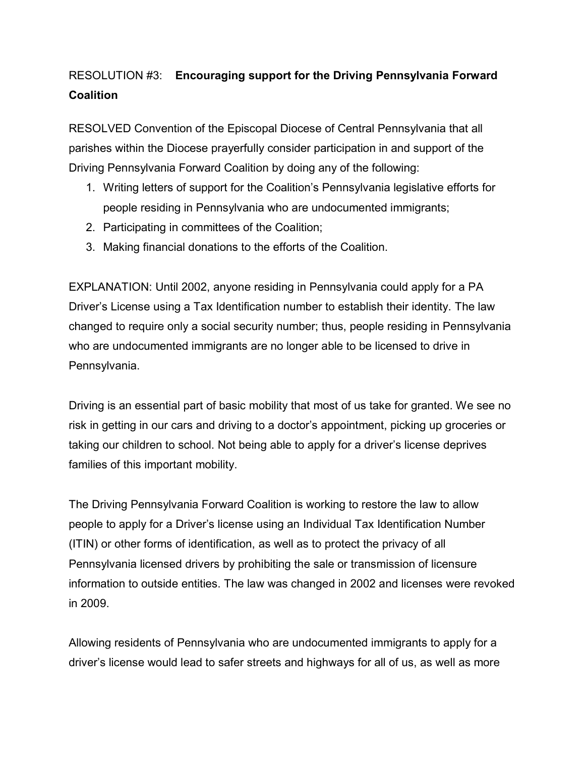RESOLUTION #3: **Encouraging support for the Driving Pennsylvania Forward Coalition**

RESOLVED Convention of the Episcopal Diocese of Central Pennsylvania that all parishes within the Diocese prayerfully consider participation in and support of the Driving Pennsylvania Forward Coalition by doing any of the following:

1. Writing letters of support for the Coalition's Pennsylvania legislative efforts for people residing in Pennsylvania who are undocumented immigrants;
2. Participating in committees of the Coalition;
3. Making financial donations to the efforts of the Coalition.

EXPLANATION: Until 2002, anyone residing in Pennsylvania could apply for a PA Driver's License using a Tax Identification number to establish their identity. The law changed to require only a social security number; thus, people residing in Pennsylvania who are undocumented immigrants are no longer able to be licensed to drive in Pennsylvania.

Driving is an essential part of basic mobility that most of us take for granted. We see no risk in getting in our cars and driving to a doctor's appointment, picking up groceries or taking our children to school. Not being able to apply for a driver's license deprives families of this important mobility.

The Driving Pennsylvania Forward Coalition is working to restore the law to allow people to apply for a Driver's license using an Individual Tax Identification Number (ITIN) or other forms of identification, as well as to protect the privacy of all Pennsylvania licensed drivers by prohibiting the sale or transmission of licensure information to outside entities. The law was changed in 2002 and licenses were revoked in 2009.

Allowing residents of Pennsylvania who are undocumented immigrants to apply for a driver's license would lead to safer streets and highways for all of us, as well as more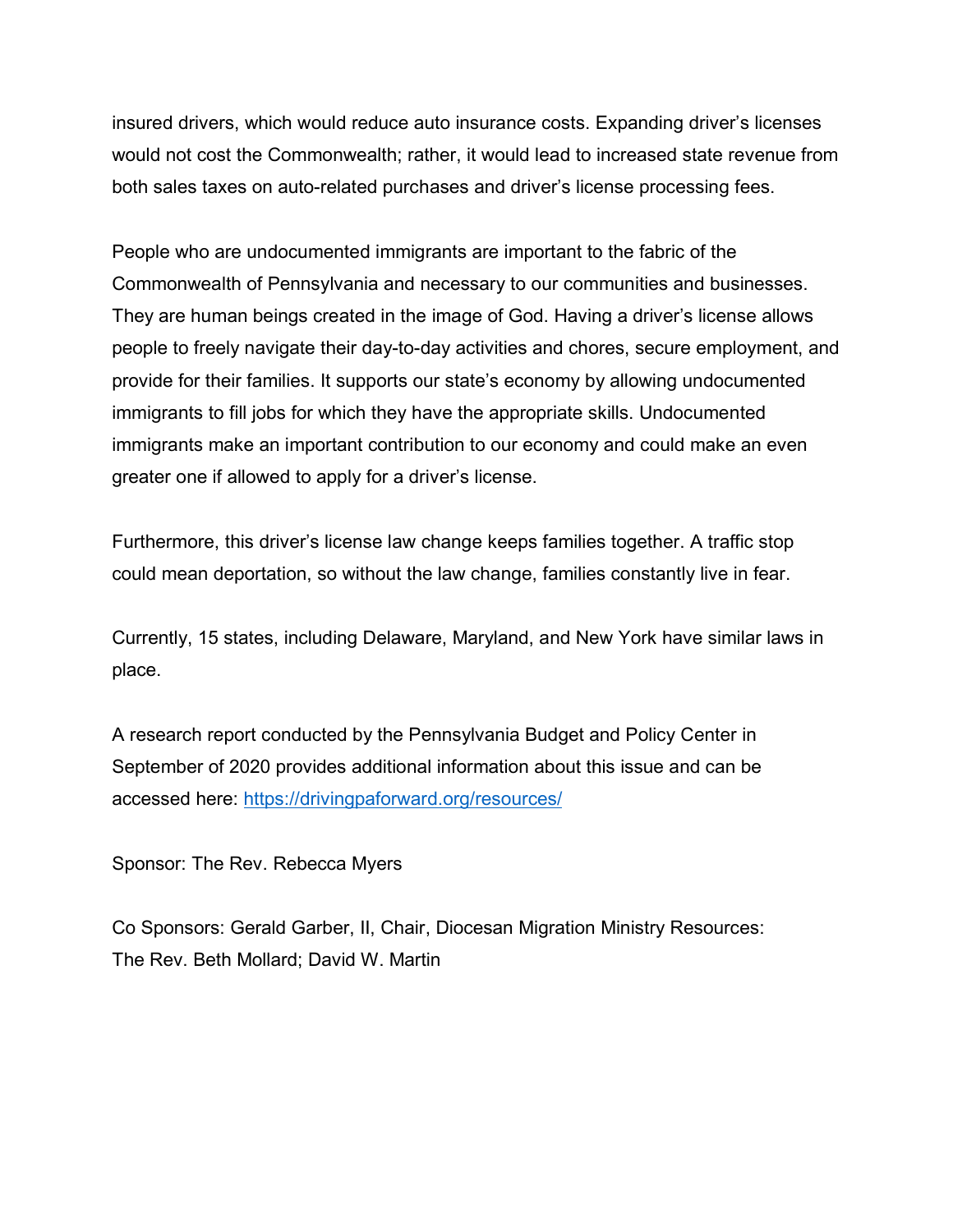insured drivers, which would reduce auto insurance costs. Expanding driver's licenses would not cost the Commonwealth; rather, it would lead to increased state revenue from both sales taxes on auto-related purchases and driver's license processing fees.

People who are undocumented immigrants are important to the fabric of the Commonwealth of Pennsylvania and necessary to our communities and businesses. They are human beings created in the image of God. Having a driver's license allows people to freely navigate their day-to-day activities and chores, secure employment, and provide for their families. It supports our state's economy by allowing undocumented immigrants to fill jobs for which they have the appropriate skills. Undocumented immigrants make an important contribution to our economy and could make an even greater one if allowed to apply for a driver's license.

Furthermore, this driver's license law change keeps families together. A traffic stop could mean deportation, so without the law change, families constantly live in fear.

Currently, 15 states, including Delaware, Maryland, and New York have similar laws in place.

A research report conducted by the Pennsylvania Budget and Policy Center in September of 2020 provides additional information about this issue and can be accessed here: [https://drivingpaforward.org/resources/](https://drivingpaforward.org/resources/)

Sponsor: The Rev. Rebecca Myers

Co Sponsors: Gerald Garber, II, Chair, Diocesan Migration Ministry Resources: The Rev. Beth Mollard; David W. Martin